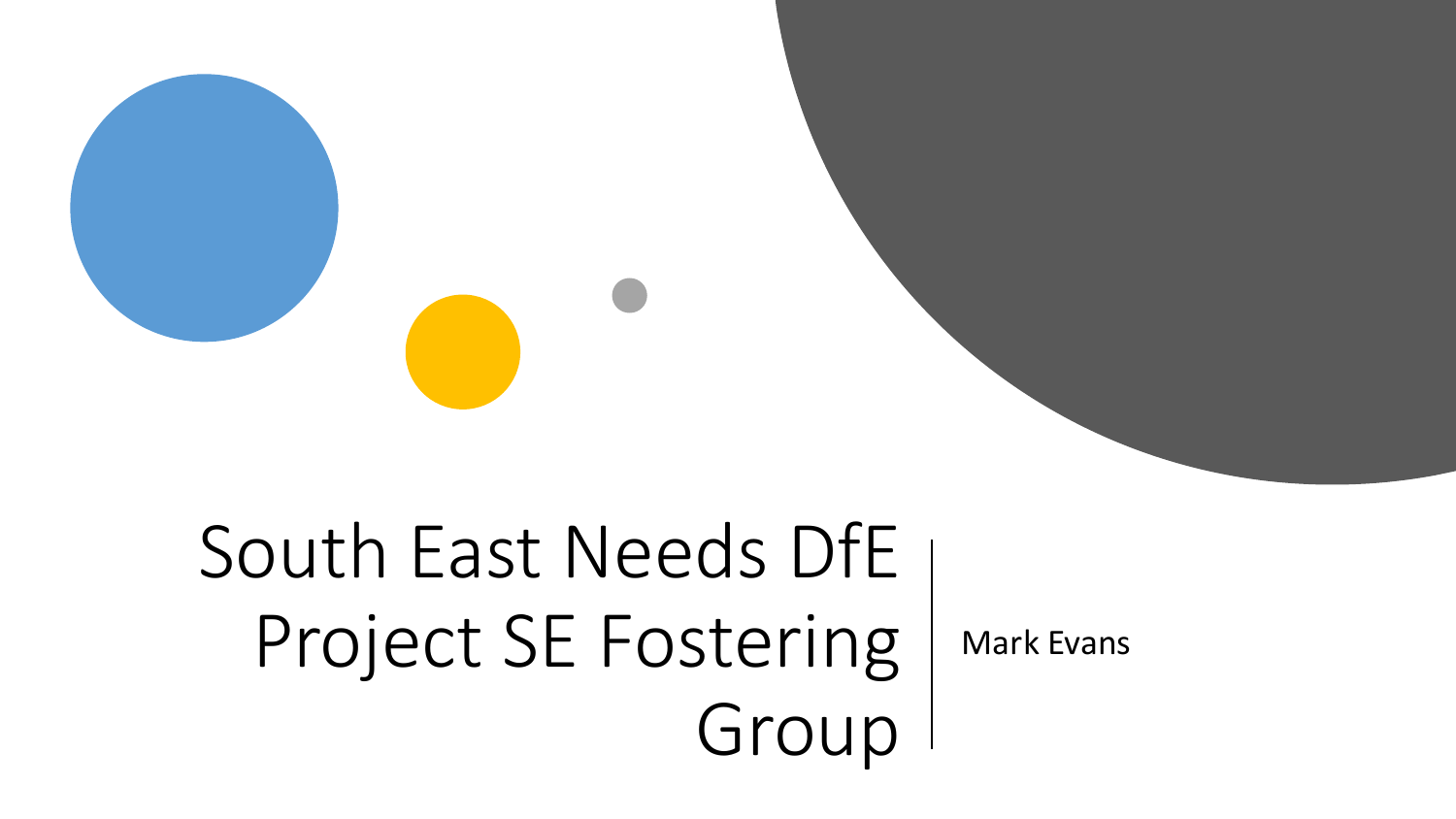# South East Needs DfE Project SE Fostering Group

Mark Evans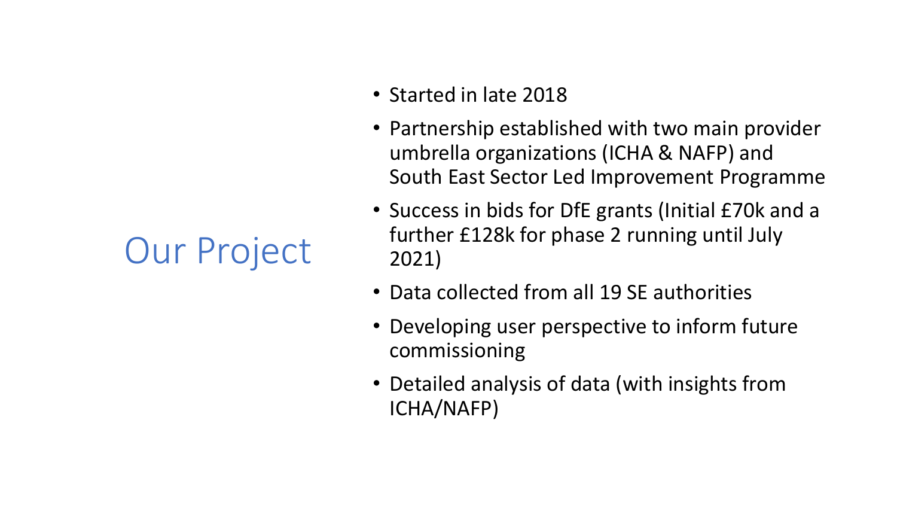# Our Project

- Started in late 2018
- Partnership established with two main provider umbrella organizations (ICHA & NAFP) and South East Sector Led Improvement Programme
- Success in bids for DfE grants (Initial £70k and a further £128k for phase 2 running until July 2021)
- Data collected from all 19 SE authorities
- Developing user perspective to inform future commissioning
- Detailed analysis of data (with insights from ICHA/NAFP)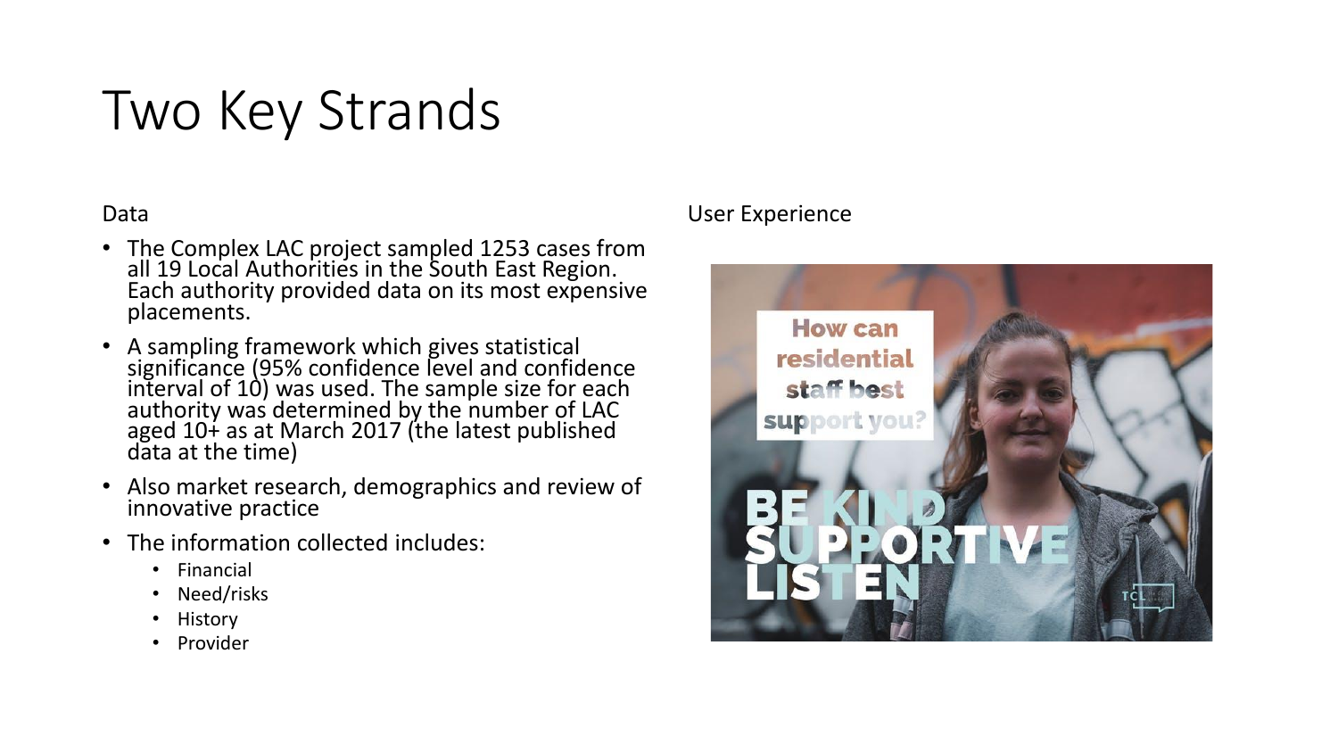# Two Key Strands

Data

- The Complex LAC project sampled 1253 cases from all 19 Local Authorities in the South East Region. Each authority provided data on its most expensive placements.
- A sampling framework which gives statistical significance (95% confidence level and confidence interval of 10) was used. The sample size for each authority was determined by the number of LAC aged 10+ as at March 2017 (the latest published data at the time)
- Also market research, demographics and review of innovative practice
- The information collected includes:
  - Financial
  - Need/risks
  - History
  - Provider

User Experience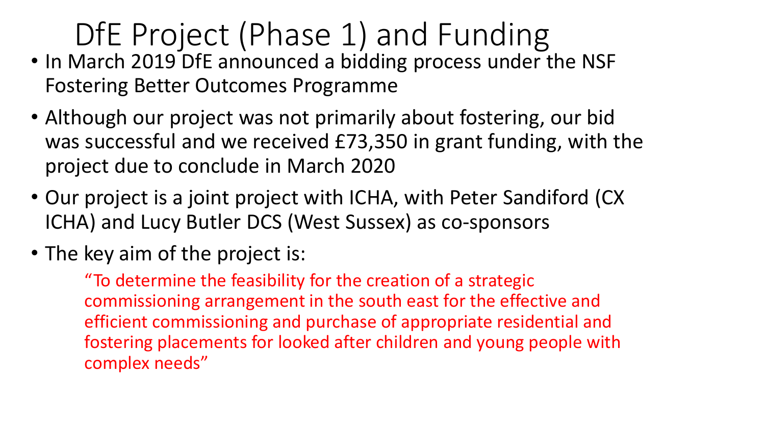# DfE Project (Phase 1) and Funding

- In March 2019 DfE announced a bidding process under the NSF Fostering Better Outcomes Programme
- Although our project was not primarily about fostering, our bid was successful and we received £73,350 in grant funding, with the project due to conclude in March 2020
- Our project is a joint project with ICHA, with Peter Sandiford (CX ICHA) and Lucy Butler DCS (West Sussex) as co-sponsors
- The key aim of the project is:

  "To determine the feasibility for the creation of a strategic commissioning arrangement in the south east for the effective and efficient commissioning and purchase of appropriate residential and fostering placements for looked after children and young people with complex needs"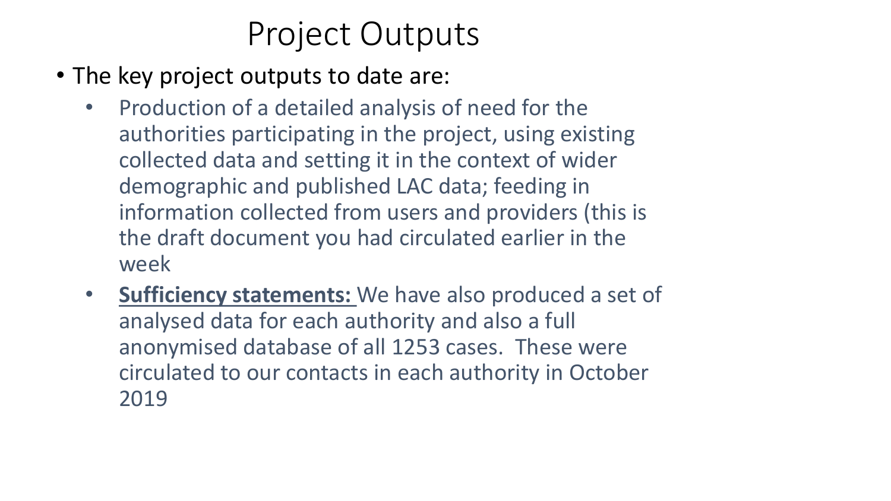# Project Outputs

- The key project outputs to date are:
  - Production of a detailed analysis of need for the authorities participating in the project, using existing collected data and setting it in the context of wider demographic and published LAC data; feeding in information collected from users and providers (this is the draft document you had circulated earlier in the week
  - **Sufficiency statements:** We have also produced a set of analysed data for each authority and also a full anonymised database of all 1253 cases. These were circulated to our contacts in each authority in October 2019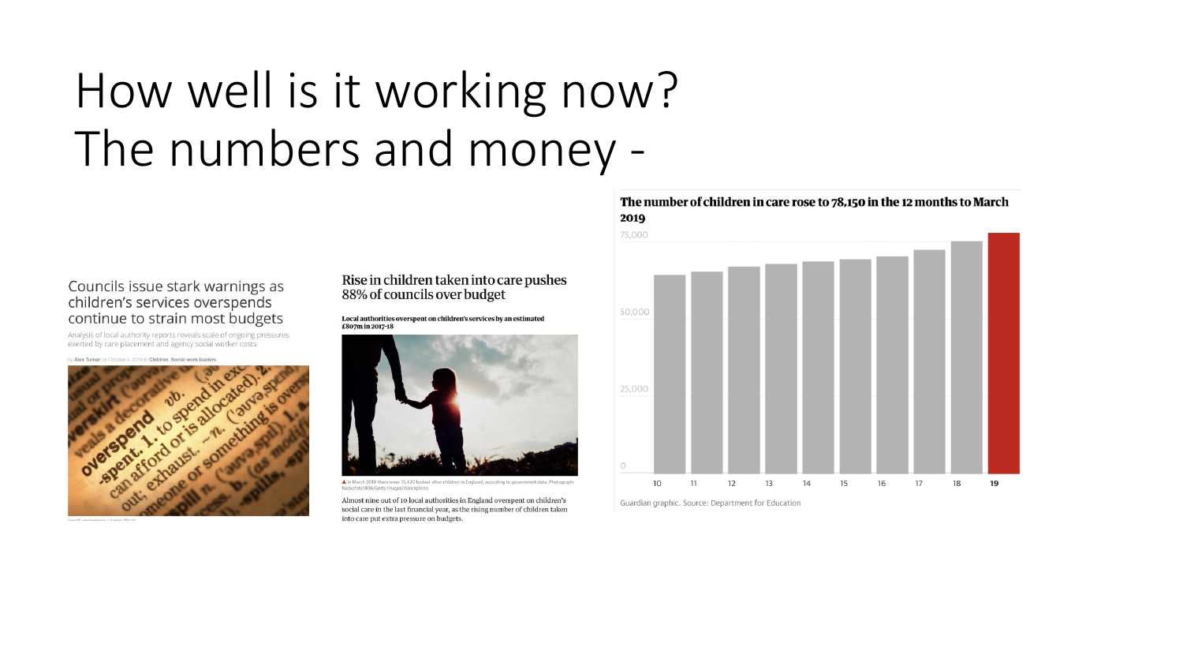# How well is it working now? The numbers and money -

### Councils issue stark warnings as children's services overspends continue to strain most budgets

Analysis of local authority reports reveals scale of ongoing pressures exerted by care placement and agency social worker costs

by Alex Turner on October 4, 2019 in Children, Social work leaders

### Rise in children taken into care pushes 88% of councils over budget

**Local authorities overspent on children's services by an estimated £807m in 2017-18**

In March 2018 there were 75,420 looked-after children in England, according to government data. Photograph: Radzchdul906/Getty Images/iStockphoto

Almost nine out of 10 local authorities in England overspent on children's social care in the last financial year, as the rising number of children taken into care put extra pressure on budgets.

**The number of children in care rose to 78,150 in the 12 months to March 2019**

Guardian graphic. Source: Department for Education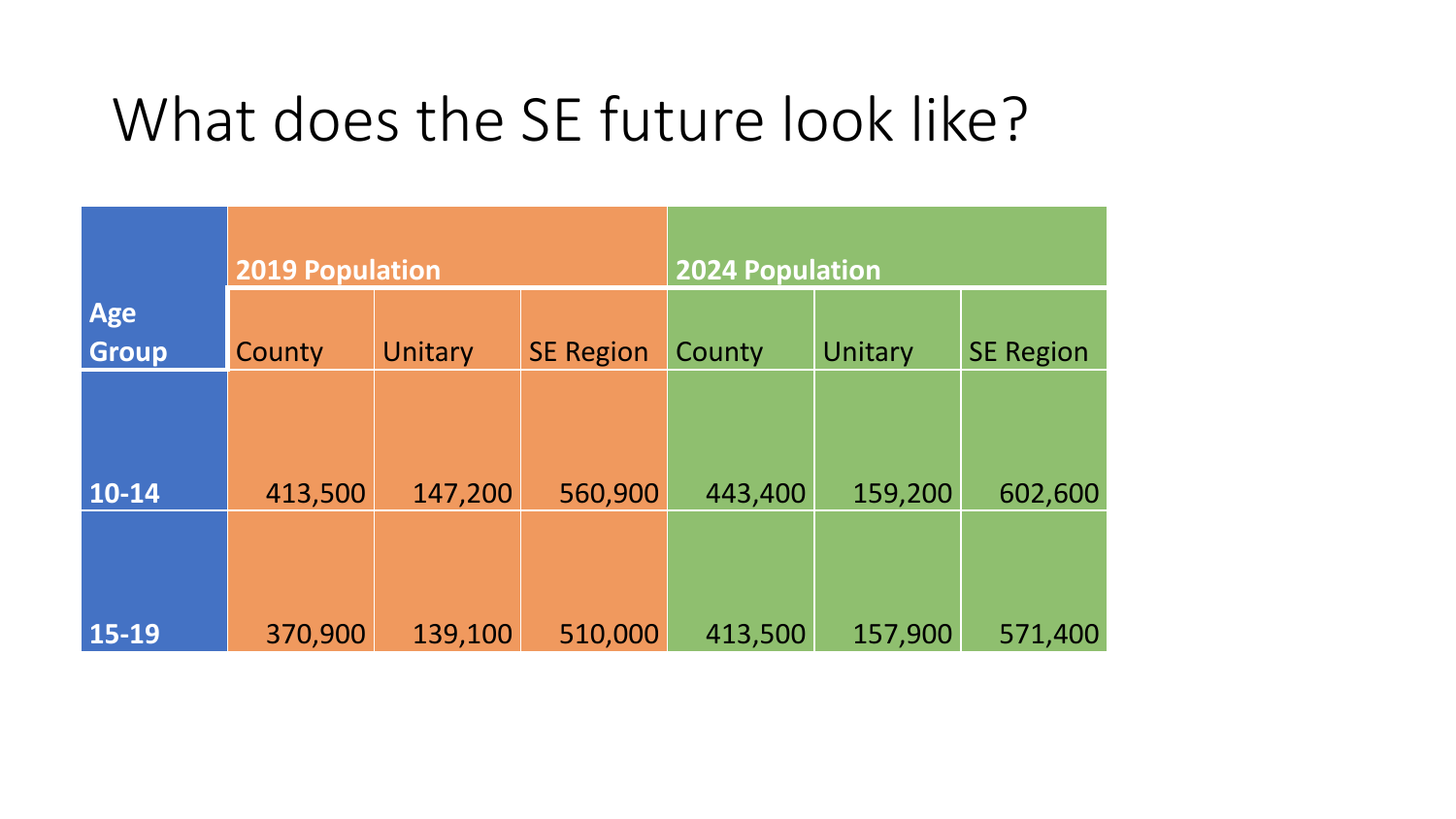# What does the SE future look like?

| Age Group | 2019 Population | | | 2024 Population | | |
|---|---|---|---|---|---|---|
| | County | Unitary | SE Region | County | Unitary | SE Region |
| **10-14** | 413,500 | 147,200 | 560,900 | 443,400 | 159,200 | 602,600 |
| **15-19** | 370,900 | 139,100 | 510,000 | 413,500 | 157,900 | 571,400 |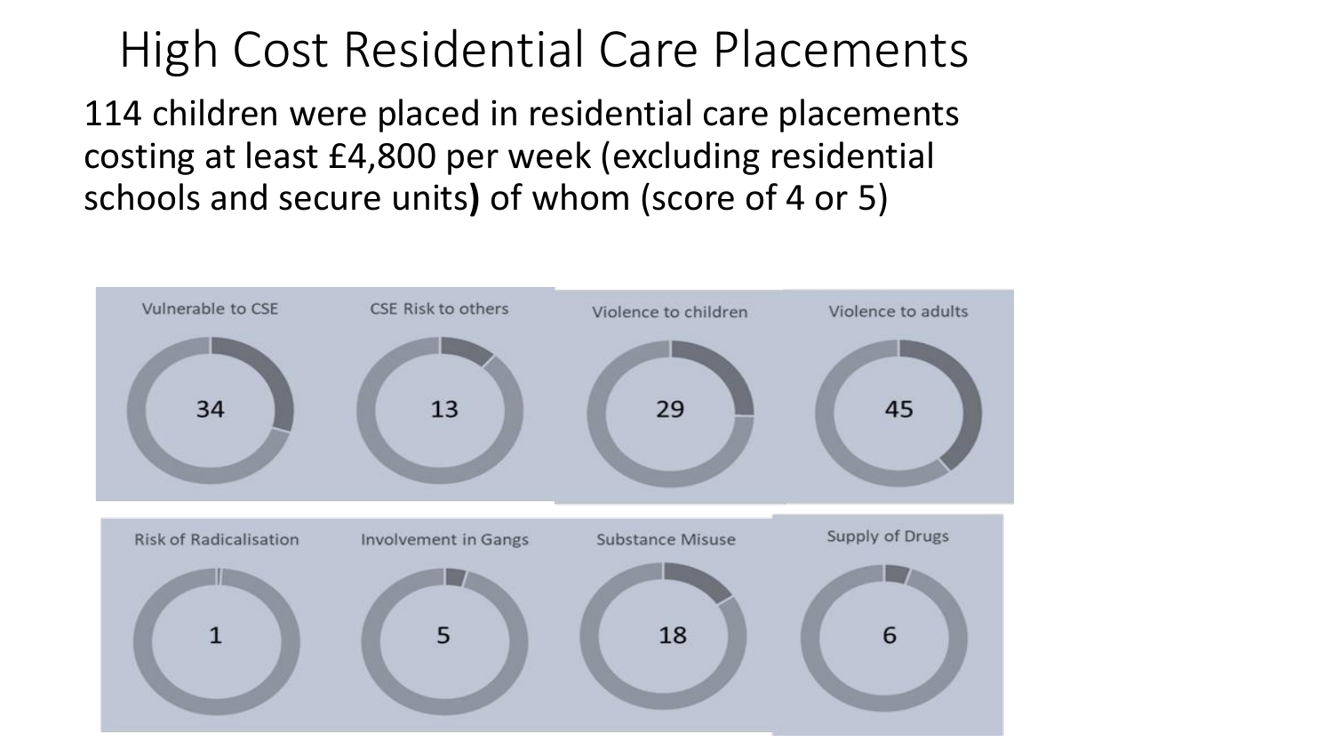# High Cost Residential Care Placements

114 children were placed in residential care placements costing at least £4,800 per week (excluding residential schools and secure units**)** of whom (score of 4 or 5)

| Vulnerable to CSE | CSE Risk to others | Violence to children | Violence to adults |
| --- | --- | --- | --- |
| 34 | 13 | 29 | 45 |

| Risk of Radicalisation | Involvement in Gangs | Substance Misuse | Supply of Drugs |
| --- | --- | --- | --- |
| 1 | 5 | 18 | 6 |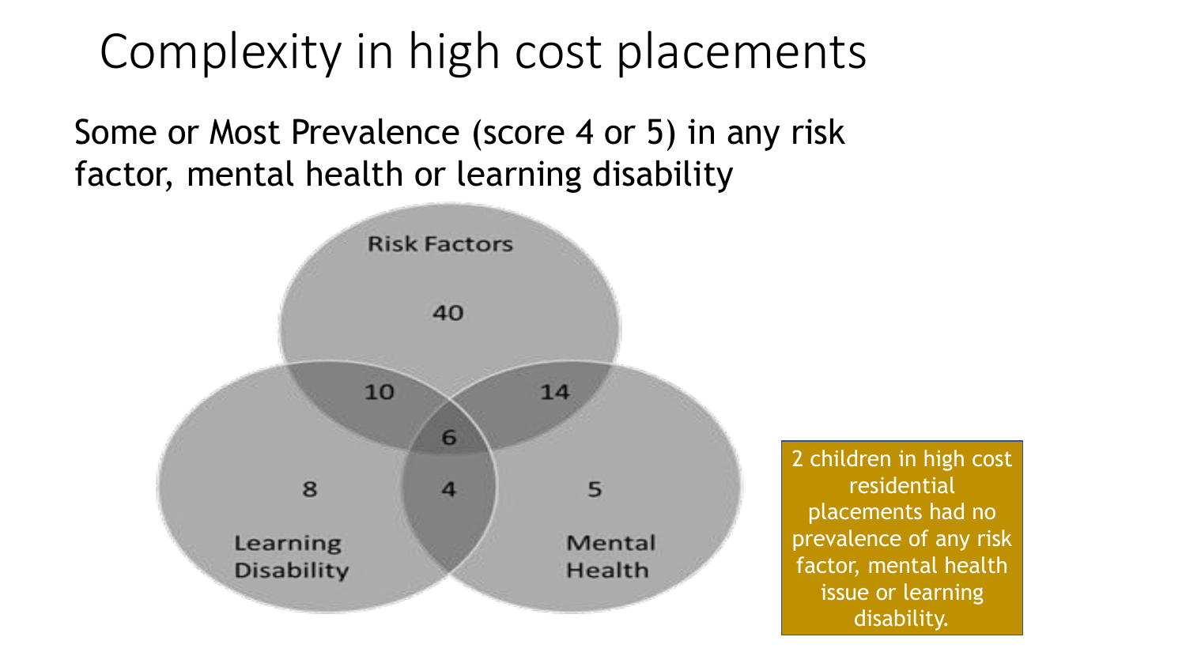# Complexity in high cost placements

Some or Most Prevalence (score 4 or 5) in any risk factor, mental health or learning disability

Risk Factors

40

10

14

6

8

4

5

Learning Disability

Mental Health

2 children in high cost residential placements had no prevalence of any risk factor, mental health issue or learning disability.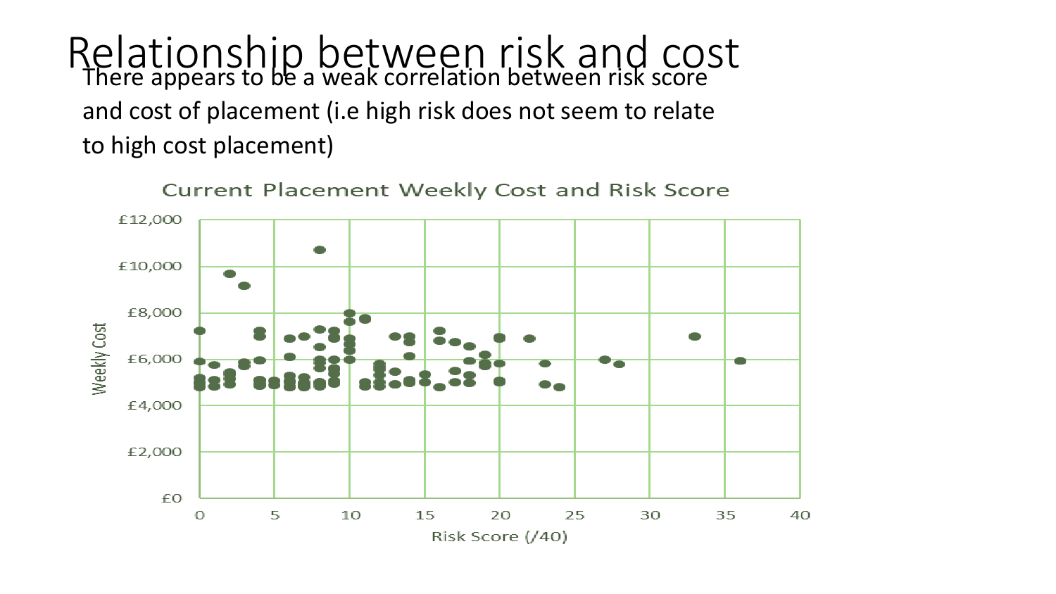# Relationship between risk and cost

There appears to be a weak correlation between risk score and cost of placement (i.e high risk does not seem to relate to high cost placement)

Current Placement Weekly Cost and Risk Score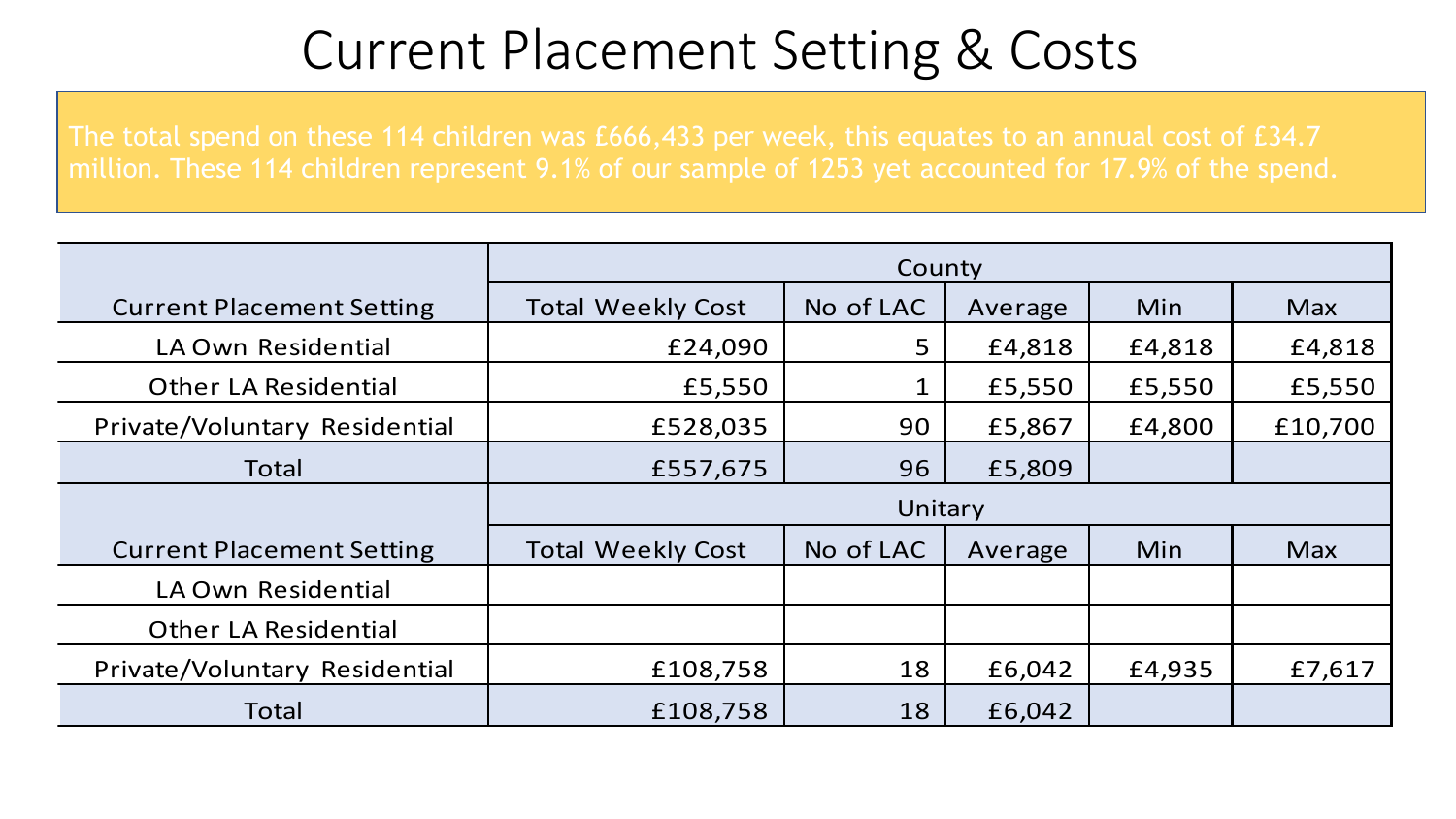# Current Placement Setting & Costs

The total spend on these 114 children was £666,433 per week, this equates to an annual cost of £34.7 million. These 114 children represent 9.1% of our sample of 1253 yet accounted for 17.9% of the spend.

| | County | | | | |
|---|---|---|---|---|---|
| Current Placement Setting | Total Weekly Cost | No of LAC | Average | Min | Max |
| LA Own Residential | £24,090 | 5 | £4,818 | £4,818 | £4,818 |
| Other LA Residential | £5,550 | 1 | £5,550 | £5,550 | £5,550 |
| Private/Voluntary Residential | £528,035 | 90 | £5,867 | £4,800 | £10,700 |
| Total | £557,675 | 96 | £5,809 | | |
| | Unitary | | | | |
| Current Placement Setting | Total Weekly Cost | No of LAC | Average | Min | Max |
| LA Own Residential | | | | | |
| Other LA Residential | | | | | |
| Private/Voluntary Residential | £108,758 | 18 | £6,042 | £4,935 | £7,617 |
| Total | £108,758 | 18 | £6,042 | | |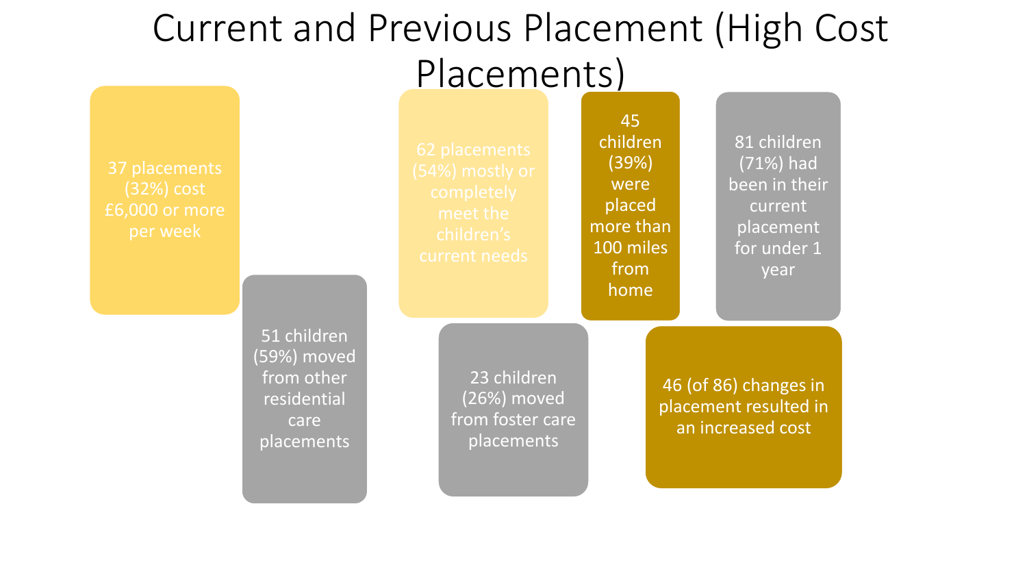# Current and Previous Placement (High Cost Placements)

37 placements (32%) cost £6,000 or more per week

51 children (59%) moved from other residential care placements

62 placements (54%) mostly or completely meet the children's current needs

23 children (26%) moved from foster care placements

45 children (39%) were placed more than 100 miles from home

81 children (71%) had been in their current placement for under 1 year

46 (of 86) changes in placement resulted in an increased cost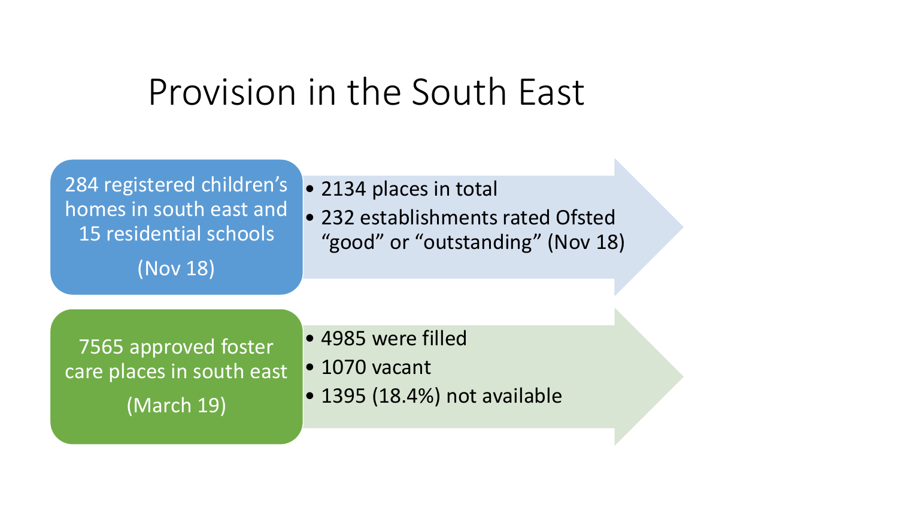# Provision in the South East

284 registered children's homes in south east and 15 residential schools

(Nov 18)

- 2134 places in total
- 232 establishments rated Ofsted "good" or "outstanding" (Nov 18)

7565 approved foster care places in south east

(March 19)

- 4985 were filled
- 1070 vacant
- 1395 (18.4%) not available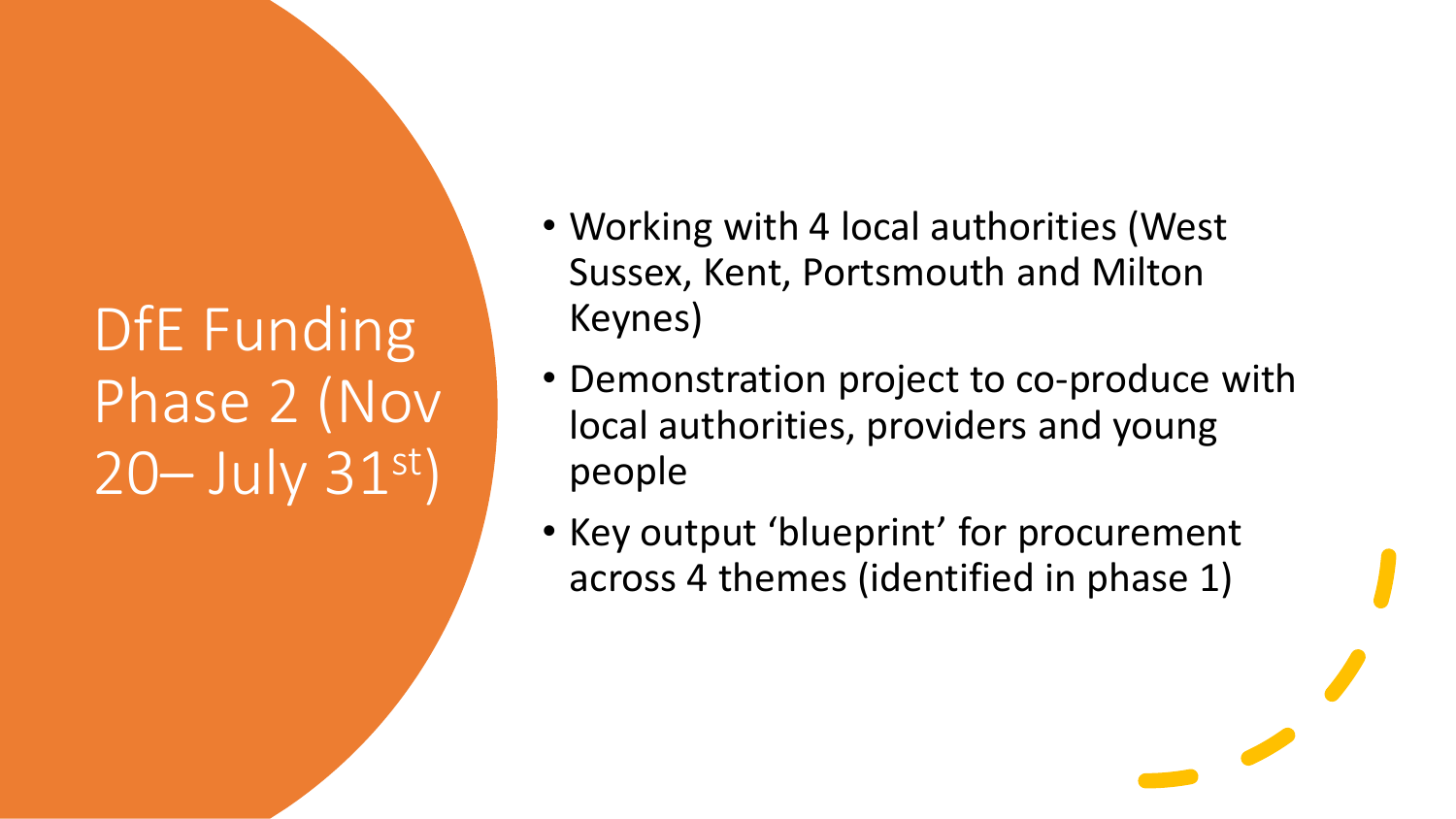# DfE Funding Phase 2 (Nov 20– July 31st)

- Working with 4 local authorities (West Sussex, Kent, Portsmouth and Milton Keynes)
- Demonstration project to co-produce with local authorities, providers and young people
- Key output 'blueprint' for procurement across 4 themes (identified in phase 1)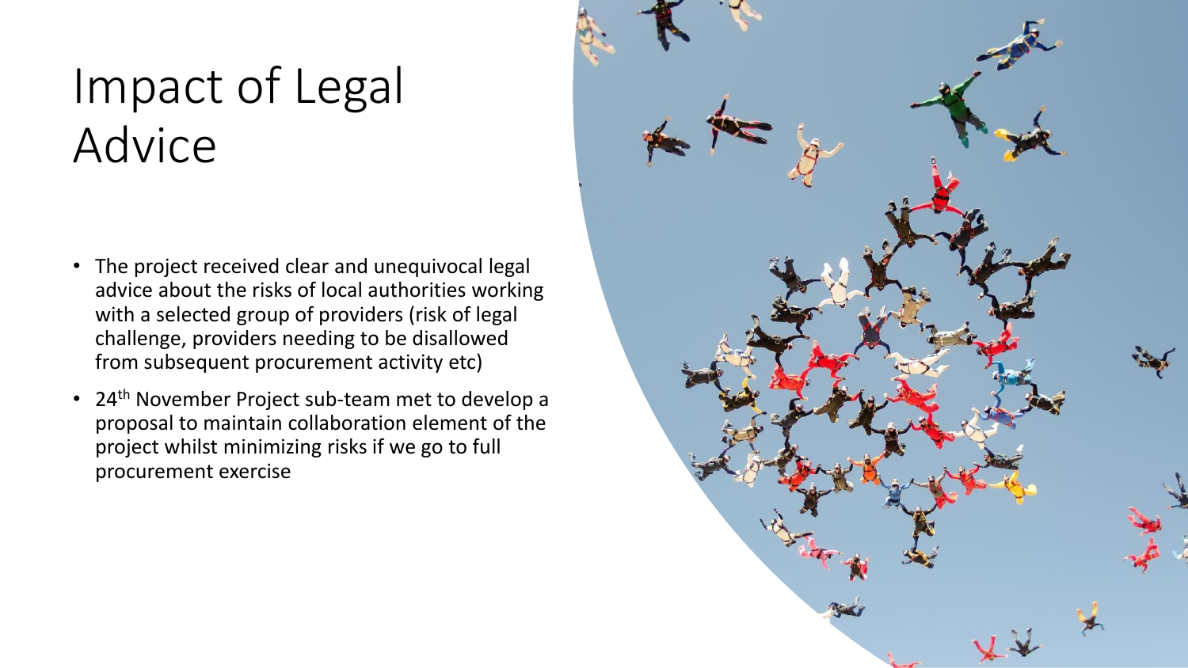# Impact of Legal Advice

- The project received clear and unequivocal legal advice about the risks of local authorities working with a selected group of providers (risk of legal challenge, providers needing to be disallowed from subsequent procurement activity etc)
- 24th November Project sub-team met to develop a proposal to maintain collaboration element of the project whilst minimizing risks if we go to full procurement exercise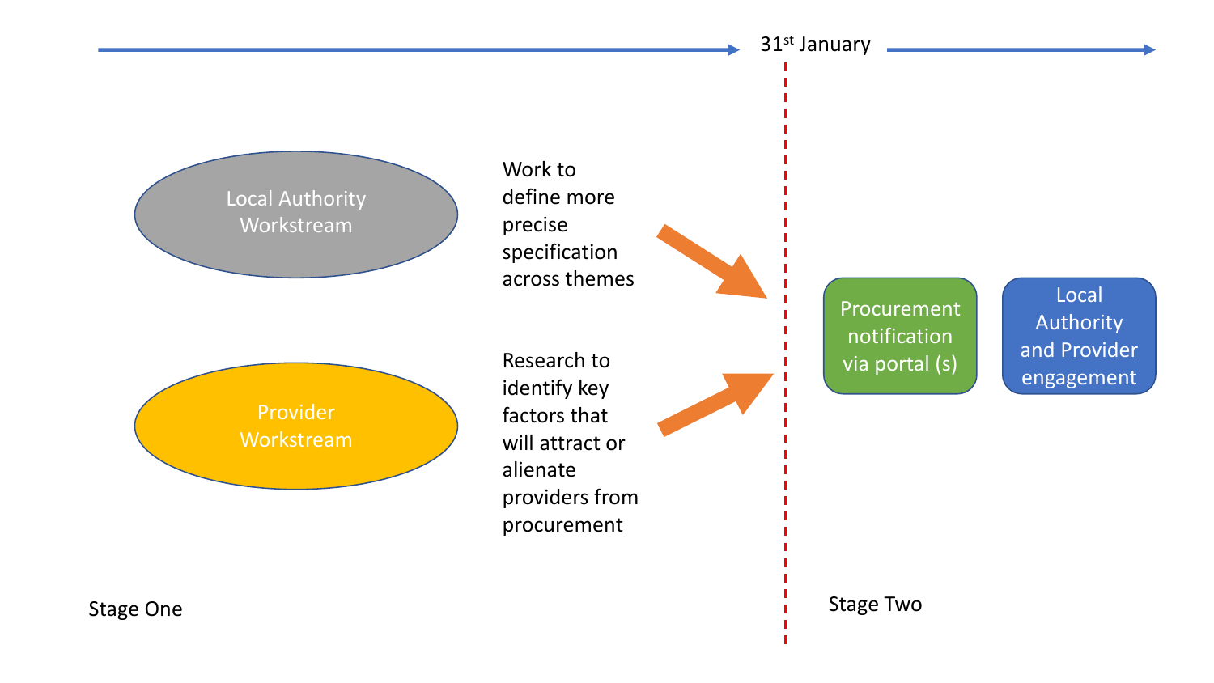31st January

Local Authority Workstream

Work to define more precise specification across themes

Provider Workstream

Research to identify key factors that will attract or alienate providers from procurement

Procurement notification via portal (s)

Local Authority and Provider engagement

Stage One

Stage Two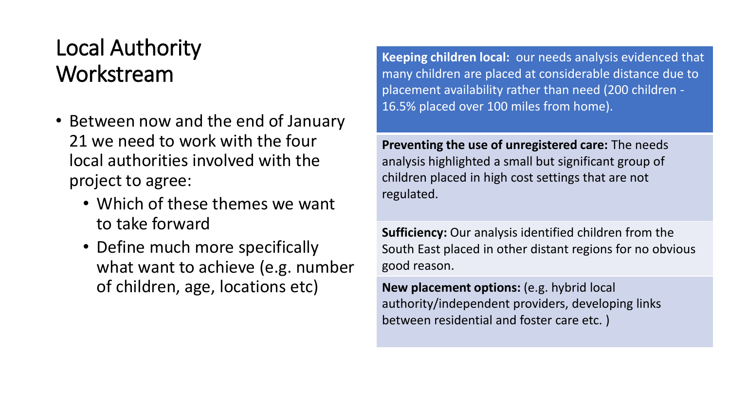# Local Authority Workstream

- Between now and the end of January 21 we need to work with the four local authorities involved with the project to agree:
  - Which of these themes we want to take forward
  - Define much more specifically what want to achieve (e.g. number of children, age, locations etc)

**Keeping children local:** our needs analysis evidenced that many children are placed at considerable distance due to placement availability rather than need (200 children - 16.5% placed over 100 miles from home).

**Preventing the use of unregistered care:** The needs analysis highlighted a small but significant group of children placed in high cost settings that are not regulated.

**Sufficiency:** Our analysis identified children from the South East placed in other distant regions for no obvious good reason.

**New placement options:** (e.g. hybrid local authority/independent providers, developing links between residential and foster care etc. )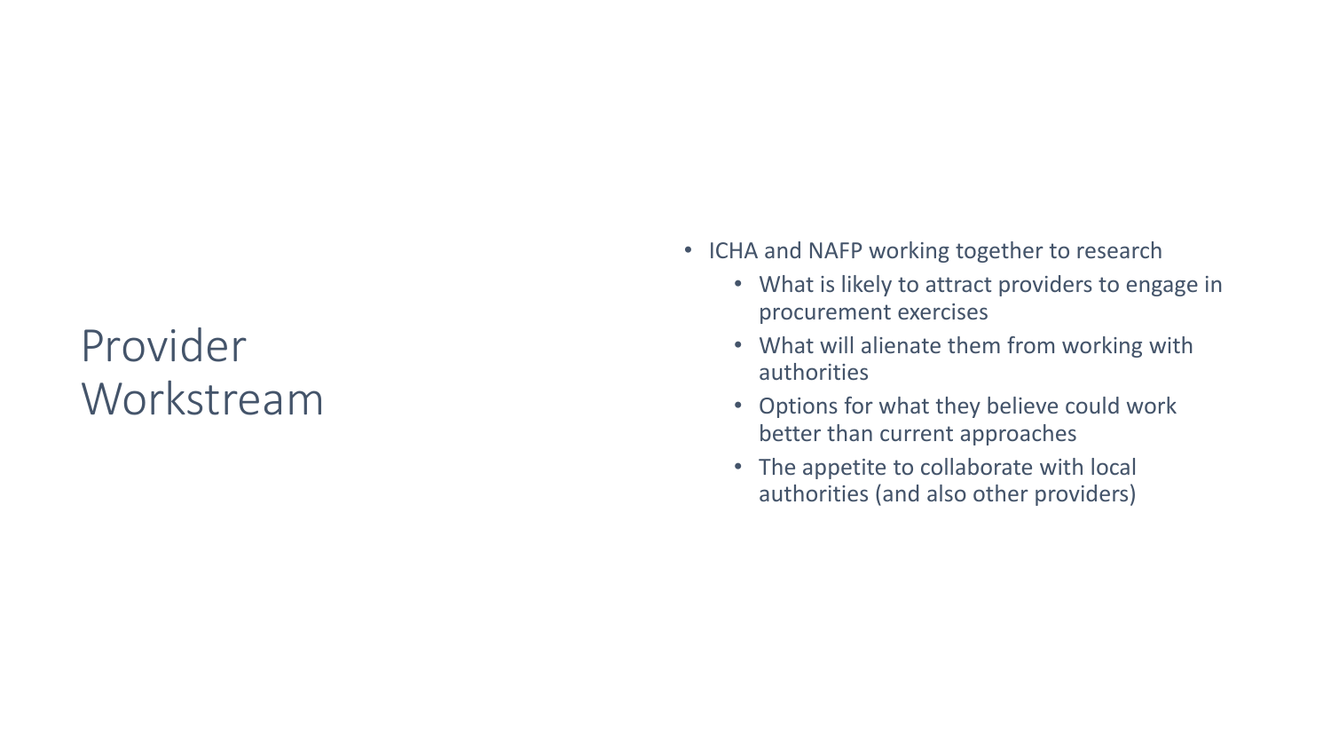# Provider Workstream

- ICHA and NAFP working together to research
  - What is likely to attract providers to engage in procurement exercises
  - What will alienate them from working with authorities
  - Options for what they believe could work better than current approaches
  - The appetite to collaborate with local authorities (and also other providers)